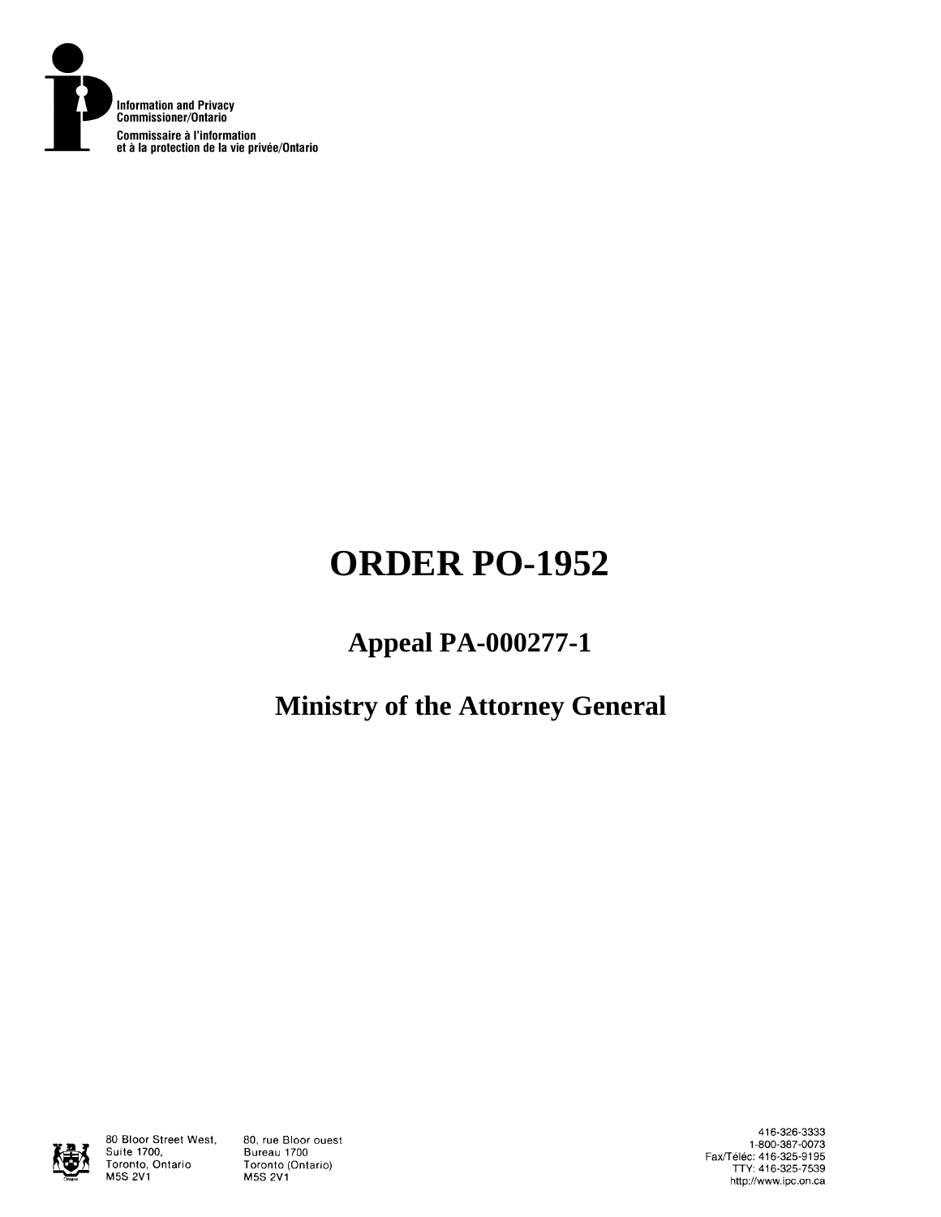Information and Privacy Commissioner/Ontario

Commissaire à l'information et à la protection de la vie privée/Ontario

# ORDER PO-1952

## Appeal PA-000277-1

## Ministry of the Attorney General

80 Bloor Street West, Suite 1700, Toronto, Ontario M5S 2V1

80, rue Bloor ouest Bureau 1700 Toronto (Ontario) M5S 2V1

416-326-3333
1-800-387-0073
Fax/Téléc: 416-325-9195
TTY: 416-325-7539
http://www.ipc.on.ca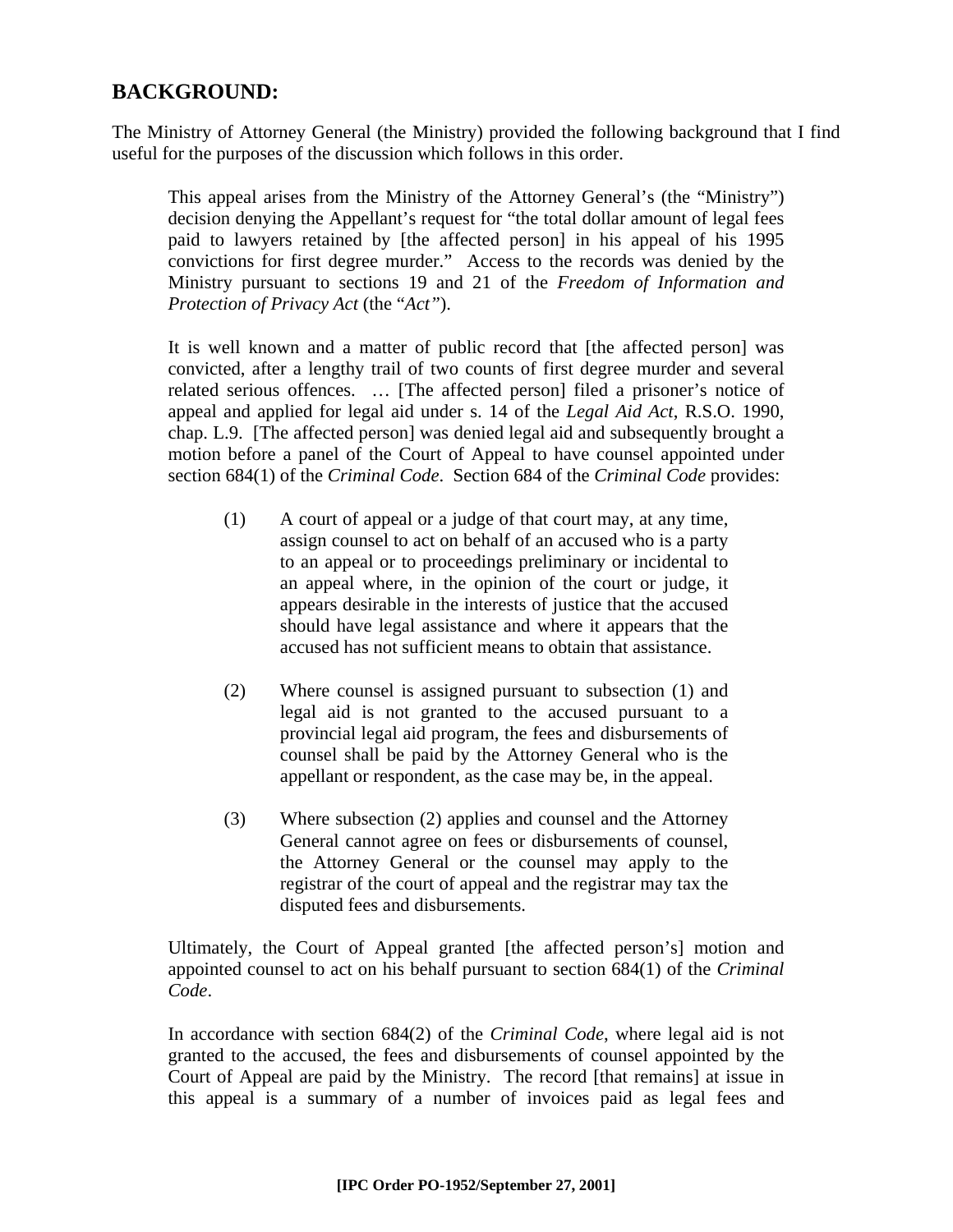## BACKGROUND:

The Ministry of Attorney General (the Ministry) provided the following background that I find useful for the purposes of the discussion which follows in this order.

> This appeal arises from the Ministry of the Attorney General's (the "Ministry") decision denying the Appellant's request for "the total dollar amount of legal fees paid to lawyers retained by [the affected person] in his appeal of his 1995 convictions for first degree murder." Access to the records was denied by the Ministry pursuant to sections 19 and 21 of the *Freedom of Information and Protection of Privacy Act* (the "*Act*").
>
> It is well known and a matter of public record that [the affected person] was convicted, after a lengthy trail of two counts of first degree murder and several related serious offences. … [The affected person] filed a prisoner's notice of appeal and applied for legal aid under s. 14 of the *Legal Aid Act*, R.S.O. 1990, chap. L.9. [The affected person] was denied legal aid and subsequently brought a motion before a panel of the Court of Appeal to have counsel appointed under section 684(1) of the *Criminal Code*. Section 684 of the *Criminal Code* provides:
>
> > (1) A court of appeal or a judge of that court may, at any time, assign counsel to act on behalf of an accused who is a party to an appeal or to proceedings preliminary or incidental to an appeal where, in the opinion of the court or judge, it appears desirable in the interests of justice that the accused should have legal assistance and where it appears that the accused has not sufficient means to obtain that assistance.
> >
> > (2) Where counsel is assigned pursuant to subsection (1) and legal aid is not granted to the accused pursuant to a provincial legal aid program, the fees and disbursements of counsel shall be paid by the Attorney General who is the appellant or respondent, as the case may be, in the appeal.
> >
> > (3) Where subsection (2) applies and counsel and the Attorney General cannot agree on fees or disbursements of counsel, the Attorney General or the counsel may apply to the registrar of the court of appeal and the registrar may tax the disputed fees and disbursements.
>
> Ultimately, the Court of Appeal granted [the affected person's] motion and appointed counsel to act on his behalf pursuant to section 684(1) of the *Criminal Code*.
>
> In accordance with section 684(2) of the *Criminal Code*, where legal aid is not granted to the accused, the fees and disbursements of counsel appointed by the Court of Appeal are paid by the Ministry. The record [that remains] at issue in this appeal is a summary of a number of invoices paid as legal fees and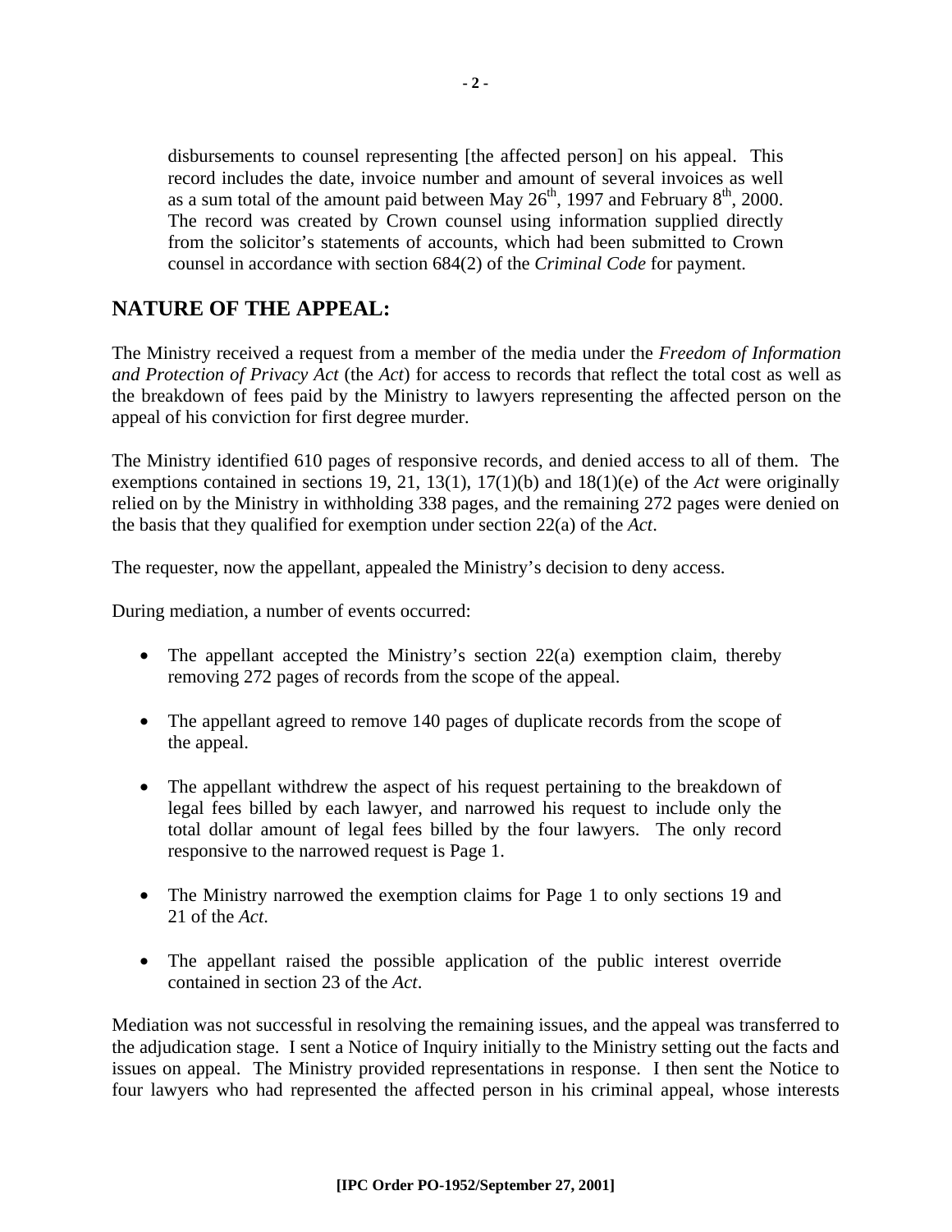disbursements to counsel representing [the affected person] on his appeal. This record includes the date, invoice number and amount of several invoices as well as a sum total of the amount paid between May 26th, 1997 and February 8th, 2000. The record was created by Crown counsel using information supplied directly from the solicitor's statements of accounts, which had been submitted to Crown counsel in accordance with section 684(2) of the *Criminal Code* for payment.

## NATURE OF THE APPEAL:

The Ministry received a request from a member of the media under the *Freedom of Information and Protection of Privacy Act* (the *Act*) for access to records that reflect the total cost as well as the breakdown of fees paid by the Ministry to lawyers representing the affected person on the appeal of his conviction for first degree murder.

The Ministry identified 610 pages of responsive records, and denied access to all of them. The exemptions contained in sections 19, 21, 13(1), 17(1)(b) and 18(1)(e) of the *Act* were originally relied on by the Ministry in withholding 338 pages, and the remaining 272 pages were denied on the basis that they qualified for exemption under section 22(a) of the *Act*.

The requester, now the appellant, appealed the Ministry's decision to deny access.

During mediation, a number of events occurred:

- The appellant accepted the Ministry's section 22(a) exemption claim, thereby removing 272 pages of records from the scope of the appeal.
- The appellant agreed to remove 140 pages of duplicate records from the scope of the appeal.
- The appellant withdrew the aspect of his request pertaining to the breakdown of legal fees billed by each lawyer, and narrowed his request to include only the total dollar amount of legal fees billed by the four lawyers. The only record responsive to the narrowed request is Page 1.
- The Ministry narrowed the exemption claims for Page 1 to only sections 19 and 21 of the *Act*.
- The appellant raised the possible application of the public interest override contained in section 23 of the *Act*.

Mediation was not successful in resolving the remaining issues, and the appeal was transferred to the adjudication stage. I sent a Notice of Inquiry initially to the Ministry setting out the facts and issues on appeal. The Ministry provided representations in response. I then sent the Notice to four lawyers who had represented the affected person in his criminal appeal, whose interests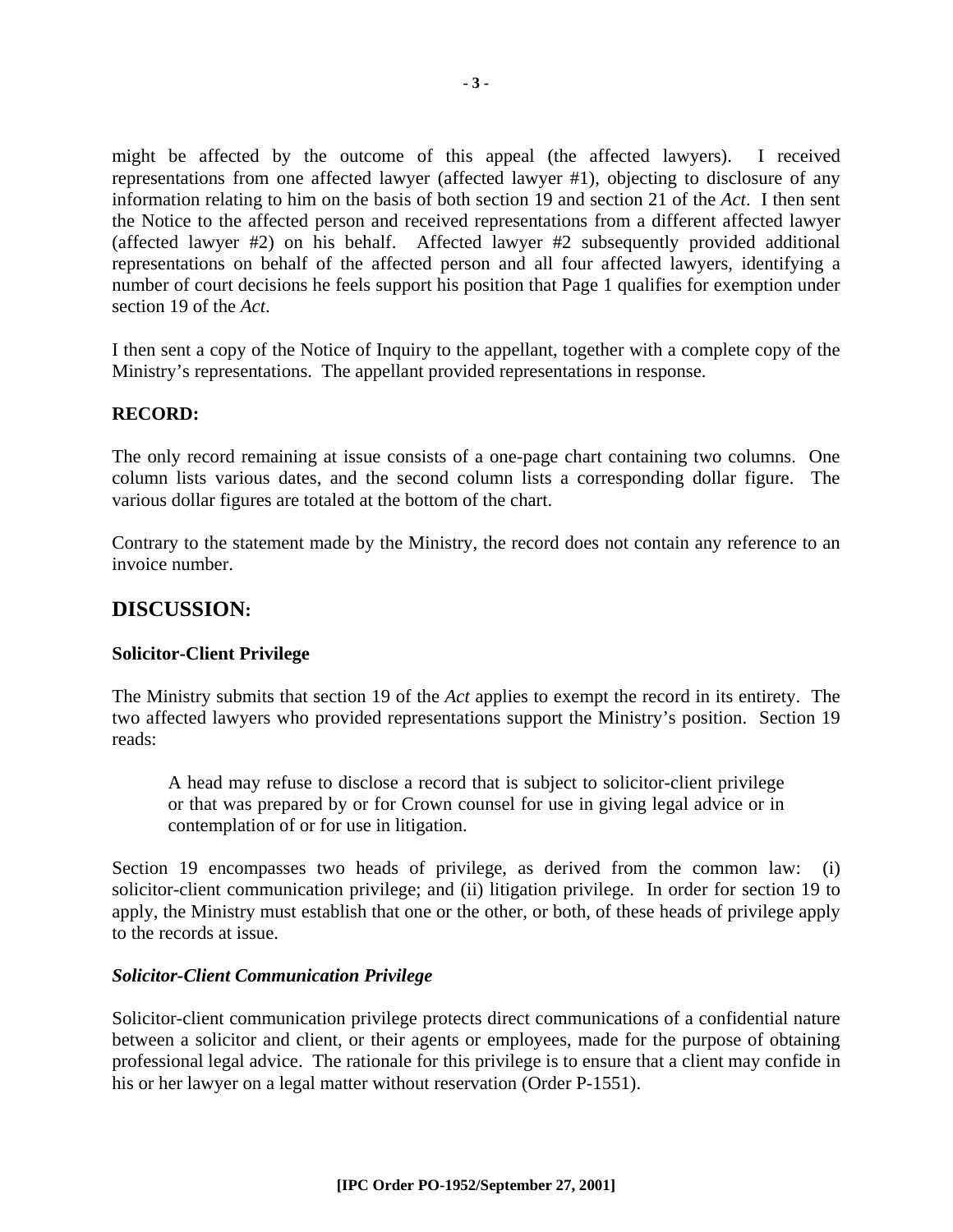might be affected by the outcome of this appeal (the affected lawyers). I received representations from one affected lawyer (affected lawyer #1), objecting to disclosure of any information relating to him on the basis of both section 19 and section 21 of the *Act*. I then sent the Notice to the affected person and received representations from a different affected lawyer (affected lawyer #2) on his behalf. Affected lawyer #2 subsequently provided additional representations on behalf of the affected person and all four affected lawyers, identifying a number of court decisions he feels support his position that Page 1 qualifies for exemption under section 19 of the *Act*.

I then sent a copy of the Notice of Inquiry to the appellant, together with a complete copy of the Ministry's representations. The appellant provided representations in response.

**RECORD:**

The only record remaining at issue consists of a one-page chart containing two columns. One column lists various dates, and the second column lists a corresponding dollar figure. The various dollar figures are totaled at the bottom of the chart.

Contrary to the statement made by the Ministry, the record does not contain any reference to an invoice number.

## DISCUSSION:

**Solicitor-Client Privilege**

The Ministry submits that section 19 of the *Act* applies to exempt the record in its entirety. The two affected lawyers who provided representations support the Ministry's position. Section 19 reads:

> A head may refuse to disclose a record that is subject to solicitor-client privilege or that was prepared by or for Crown counsel for use in giving legal advice or in contemplation of or for use in litigation.

Section 19 encompasses two heads of privilege, as derived from the common law: (i) solicitor-client communication privilege; and (ii) litigation privilege. In order for section 19 to apply, the Ministry must establish that one or the other, or both, of these heads of privilege apply to the records at issue.

***Solicitor-Client Communication Privilege***

Solicitor-client communication privilege protects direct communications of a confidential nature between a solicitor and client, or their agents or employees, made for the purpose of obtaining professional legal advice. The rationale for this privilege is to ensure that a client may confide in his or her lawyer on a legal matter without reservation (Order P-1551).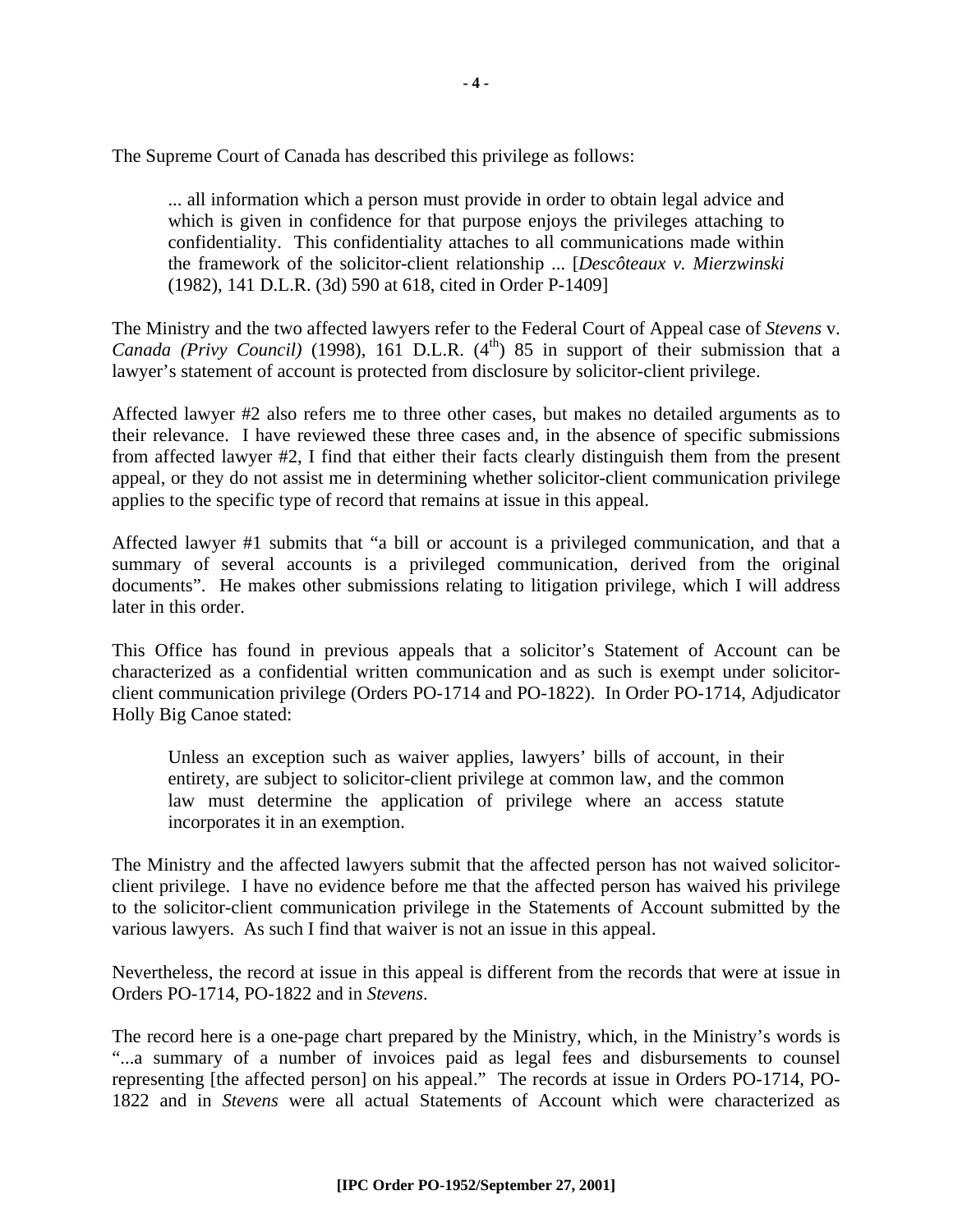The Supreme Court of Canada has described this privilege as follows:

> ... all information which a person must provide in order to obtain legal advice and which is given in confidence for that purpose enjoys the privileges attaching to confidentiality. This confidentiality attaches to all communications made within the framework of the solicitor-client relationship ... [*Descôteaux v. Mierzwinski* (1982), 141 D.L.R. (3d) 590 at 618, cited in Order P-1409]

The Ministry and the two affected lawyers refer to the Federal Court of Appeal case of *Stevens* v. *Canada (Privy Council)* (1998), 161 D.L.R. (4th) 85 in support of their submission that a lawyer's statement of account is protected from disclosure by solicitor-client privilege.

Affected lawyer #2 also refers me to three other cases, but makes no detailed arguments as to their relevance. I have reviewed these three cases and, in the absence of specific submissions from affected lawyer #2, I find that either their facts clearly distinguish them from the present appeal, or they do not assist me in determining whether solicitor-client communication privilege applies to the specific type of record that remains at issue in this appeal.

Affected lawyer #1 submits that "a bill or account is a privileged communication, and that a summary of several accounts is a privileged communication, derived from the original documents". He makes other submissions relating to litigation privilege, which I will address later in this order.

This Office has found in previous appeals that a solicitor's Statement of Account can be characterized as a confidential written communication and as such is exempt under solicitor-client communication privilege (Orders PO-1714 and PO-1822). In Order PO-1714, Adjudicator Holly Big Canoe stated:

> Unless an exception such as waiver applies, lawyers' bills of account, in their entirety, are subject to solicitor-client privilege at common law, and the common law must determine the application of privilege where an access statute incorporates it in an exemption.

The Ministry and the affected lawyers submit that the affected person has not waived solicitor-client privilege. I have no evidence before me that the affected person has waived his privilege to the solicitor-client communication privilege in the Statements of Account submitted by the various lawyers. As such I find that waiver is not an issue in this appeal.

Nevertheless, the record at issue in this appeal is different from the records that were at issue in Orders PO-1714, PO-1822 and in *Stevens*.

The record here is a one-page chart prepared by the Ministry, which, in the Ministry's words is "...a summary of a number of invoices paid as legal fees and disbursements to counsel representing [the affected person] on his appeal." The records at issue in Orders PO-1714, PO-1822 and in *Stevens* were all actual Statements of Account which were characterized as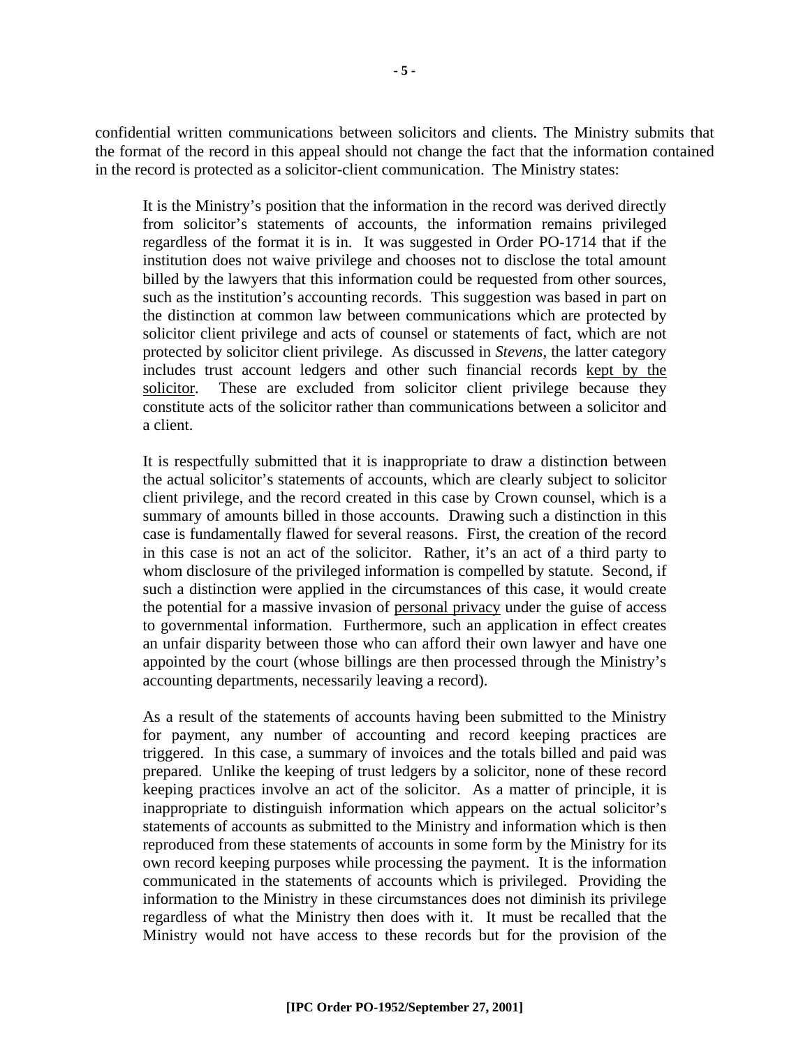confidential written communications between solicitors and clients. The Ministry submits that the format of the record in this appeal should not change the fact that the information contained in the record is protected as a solicitor-client communication. The Ministry states:

> It is the Ministry's position that the information in the record was derived directly from solicitor's statements of accounts, the information remains privileged regardless of the format it is in. It was suggested in Order PO-1714 that if the institution does not waive privilege and chooses not to disclose the total amount billed by the lawyers that this information could be requested from other sources, such as the institution's accounting records. This suggestion was based in part on the distinction at common law between communications which are protected by solicitor client privilege and acts of counsel or statements of fact, which are not protected by solicitor client privilege. As discussed in *Stevens*, the latter category includes trust account ledgers and other such financial records <u>kept by the solicitor</u>. These are excluded from solicitor client privilege because they constitute acts of the solicitor rather than communications between a solicitor and a client.
>
> It is respectfully submitted that it is inappropriate to draw a distinction between the actual solicitor's statements of accounts, which are clearly subject to solicitor client privilege, and the record created in this case by Crown counsel, which is a summary of amounts billed in those accounts. Drawing such a distinction in this case is fundamentally flawed for several reasons. First, the creation of the record in this case is not an act of the solicitor. Rather, it's an act of a third party to whom disclosure of the privileged information is compelled by statute. Second, if such a distinction were applied in the circumstances of this case, it would create the potential for a massive invasion of <u>personal privacy</u> under the guise of access to governmental information. Furthermore, such an application in effect creates an unfair disparity between those who can afford their own lawyer and have one appointed by the court (whose billings are then processed through the Ministry's accounting departments, necessarily leaving a record).
>
> As a result of the statements of accounts having been submitted to the Ministry for payment, any number of accounting and record keeping practices are triggered. In this case, a summary of invoices and the totals billed and paid was prepared. Unlike the keeping of trust ledgers by a solicitor, none of these record keeping practices involve an act of the solicitor. As a matter of principle, it is inappropriate to distinguish information which appears on the actual solicitor's statements of accounts as submitted to the Ministry and information which is then reproduced from these statements of accounts in some form by the Ministry for its own record keeping purposes while processing the payment. It is the information communicated in the statements of accounts which is privileged. Providing the information to the Ministry in these circumstances does not diminish its privilege regardless of what the Ministry then does with it. It must be recalled that the Ministry would not have access to these records but for the provision of the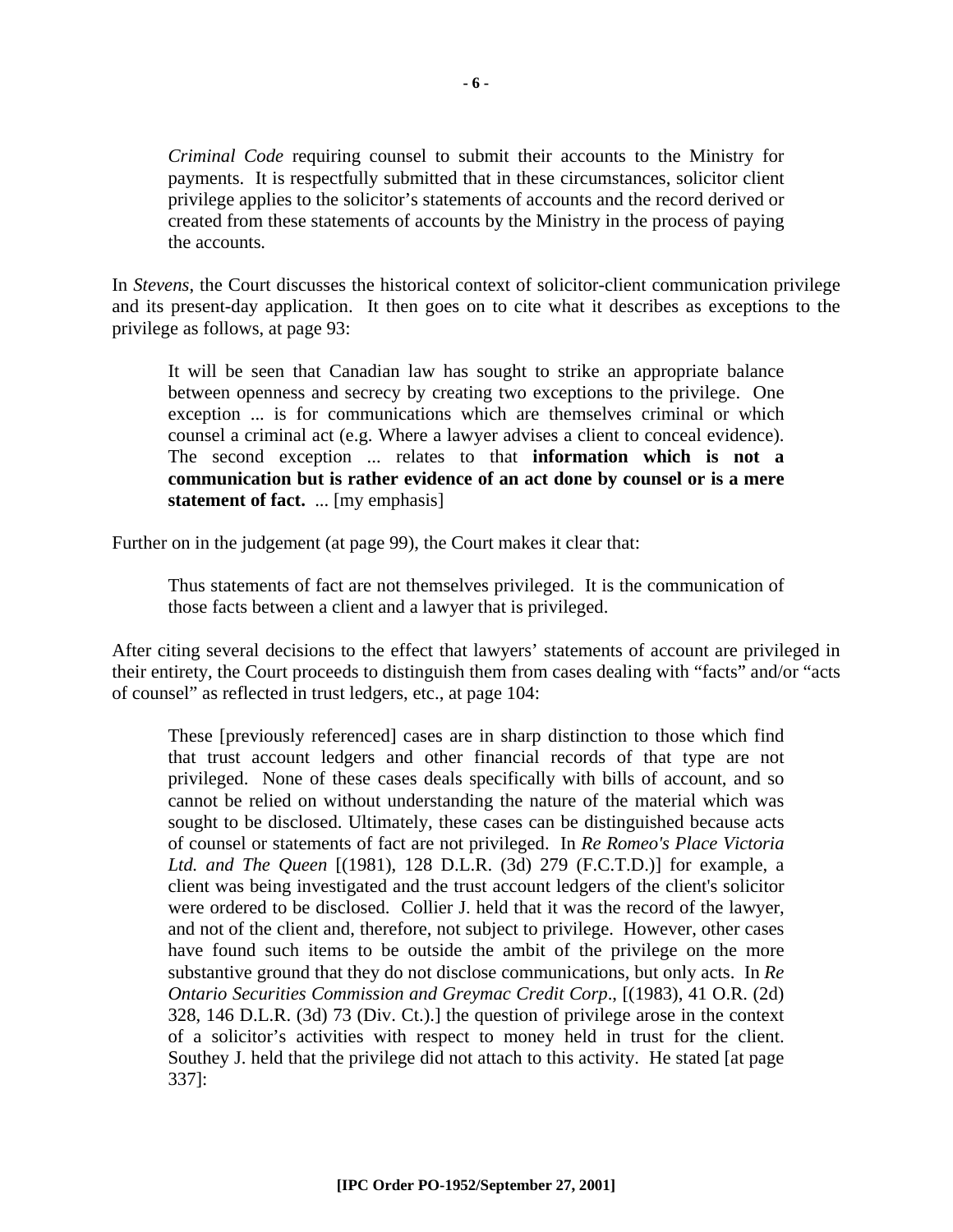*Criminal Code* requiring counsel to submit their accounts to the Ministry for payments. It is respectfully submitted that in these circumstances, solicitor client privilege applies to the solicitor's statements of accounts and the record derived or created from these statements of accounts by the Ministry in the process of paying the accounts.

In *Stevens*, the Court discusses the historical context of solicitor-client communication privilege and its present-day application. It then goes on to cite what it describes as exceptions to the privilege as follows, at page 93:

> It will be seen that Canadian law has sought to strike an appropriate balance between openness and secrecy by creating two exceptions to the privilege. One exception ... is for communications which are themselves criminal or which counsel a criminal act (e.g. Where a lawyer advises a client to conceal evidence). The second exception ... relates to that **information which is not a communication but is rather evidence of an act done by counsel or is a mere statement of fact.** ... [my emphasis]

Further on in the judgement (at page 99), the Court makes it clear that:

> Thus statements of fact are not themselves privileged. It is the communication of those facts between a client and a lawyer that is privileged.

After citing several decisions to the effect that lawyers' statements of account are privileged in their entirety, the Court proceeds to distinguish them from cases dealing with "facts" and/or "acts of counsel" as reflected in trust ledgers, etc., at page 104:

> These [previously referenced] cases are in sharp distinction to those which find that trust account ledgers and other financial records of that type are not privileged. None of these cases deals specifically with bills of account, and so cannot be relied on without understanding the nature of the material which was sought to be disclosed. Ultimately, these cases can be distinguished because acts of counsel or statements of fact are not privileged. In *Re Romeo's Place Victoria Ltd. and The Queen* [(1981), 128 D.L.R. (3d) 279 (F.C.T.D.)] for example, a client was being investigated and the trust account ledgers of the client's solicitor were ordered to be disclosed. Collier J. held that it was the record of the lawyer, and not of the client and, therefore, not subject to privilege. However, other cases have found such items to be outside the ambit of the privilege on the more substantive ground that they do not disclose communications, but only acts. In *Re Ontario Securities Commission and Greymac Credit Corp*., [(1983), 41 O.R. (2d) 328, 146 D.L.R. (3d) 73 (Div. Ct.).] the question of privilege arose in the context of a solicitor's activities with respect to money held in trust for the client. Southey J. held that the privilege did not attach to this activity. He stated [at page 337]: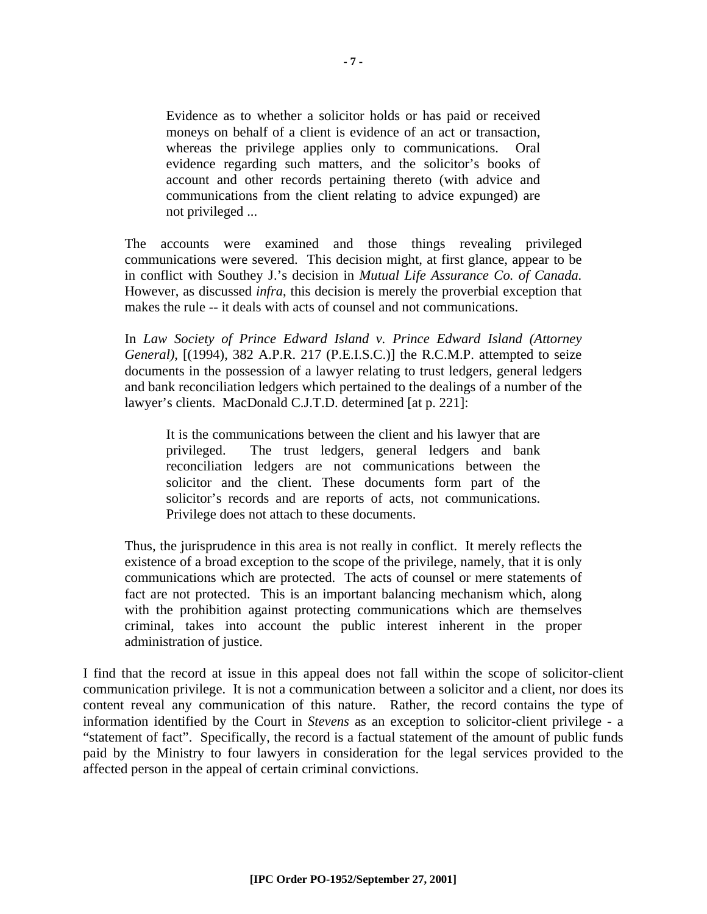> Evidence as to whether a solicitor holds or has paid or received moneys on behalf of a client is evidence of an act or transaction, whereas the privilege applies only to communications. Oral evidence regarding such matters, and the solicitor's books of account and other records pertaining thereto (with advice and communications from the client relating to advice expunged) are not privileged ...

> The accounts were examined and those things revealing privileged communications were severed. This decision might, at first glance, appear to be in conflict with Southey J.'s decision in *Mutual Life Assurance Co. of Canada.* However, as discussed *infra*, this decision is merely the proverbial exception that makes the rule -- it deals with acts of counsel and not communications.
>
> In *Law Society of Prince Edward Island v. Prince Edward Island (Attorney General)*, [(1994), 382 A.P.R. 217 (P.E.I.S.C.)] the R.C.M.P. attempted to seize documents in the possession of a lawyer relating to trust ledgers, general ledgers and bank reconciliation ledgers which pertained to the dealings of a number of the lawyer's clients. MacDonald C.J.T.D. determined [at p. 221]:
>
>> It is the communications between the client and his lawyer that are privileged. The trust ledgers, general ledgers and bank reconciliation ledgers are not communications between the solicitor and the client. These documents form part of the solicitor's records and are reports of acts, not communications. Privilege does not attach to these documents.
>
> Thus, the jurisprudence in this area is not really in conflict. It merely reflects the existence of a broad exception to the scope of the privilege, namely, that it is only communications which are protected. The acts of counsel or mere statements of fact are not protected. This is an important balancing mechanism which, along with the prohibition against protecting communications which are themselves criminal, takes into account the public interest inherent in the proper administration of justice.

I find that the record at issue in this appeal does not fall within the scope of solicitor-client communication privilege. It is not a communication between a solicitor and a client, nor does its content reveal any communication of this nature. Rather, the record contains the type of information identified by the Court in *Stevens* as an exception to solicitor-client privilege - a "statement of fact". Specifically, the record is a factual statement of the amount of public funds paid by the Ministry to four lawyers in consideration for the legal services provided to the affected person in the appeal of certain criminal convictions.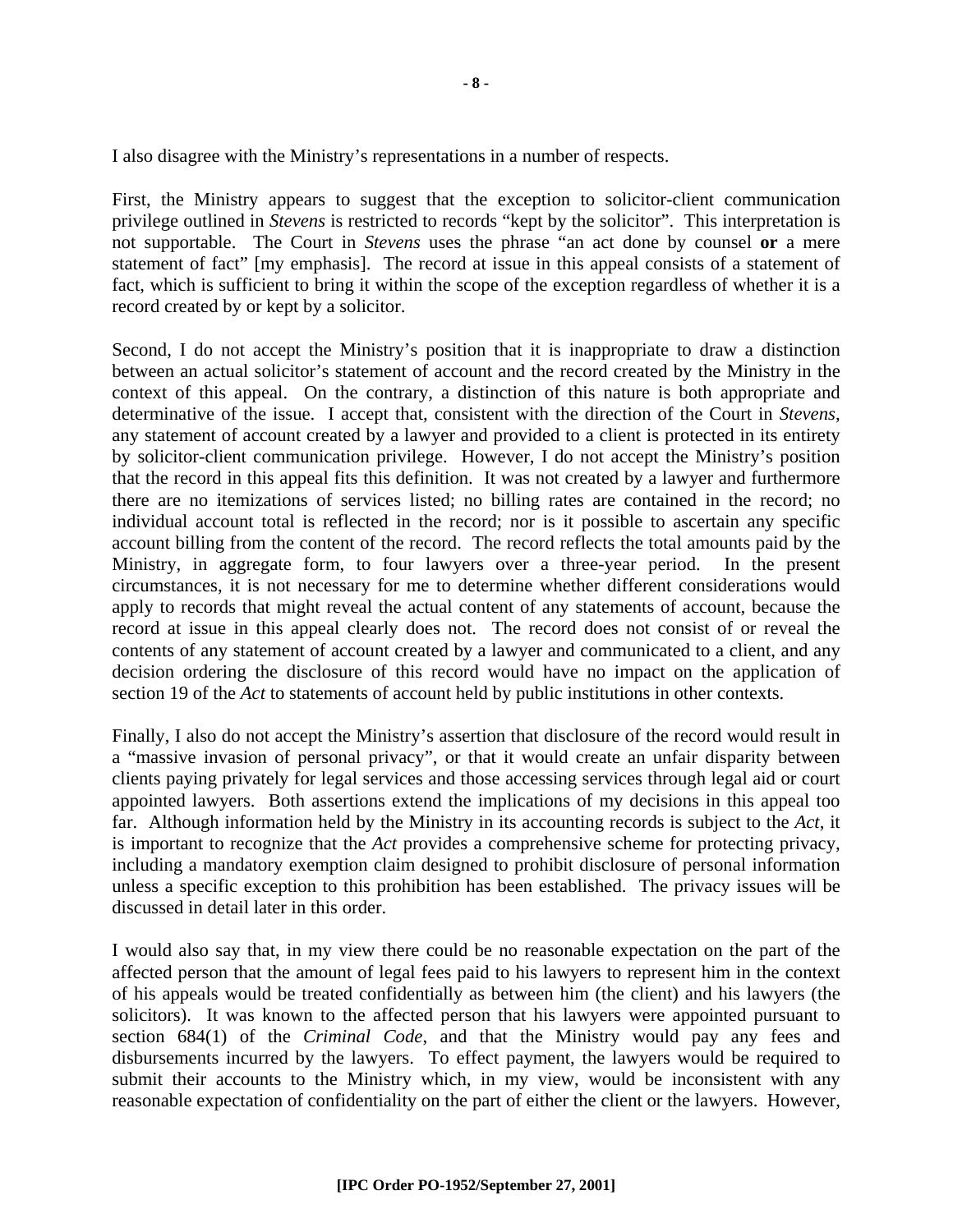I also disagree with the Ministry's representations in a number of respects.

First, the Ministry appears to suggest that the exception to solicitor-client communication privilege outlined in *Stevens* is restricted to records "kept by the solicitor". This interpretation is not supportable. The Court in *Stevens* uses the phrase "an act done by counsel **or** a mere statement of fact" [my emphasis]. The record at issue in this appeal consists of a statement of fact, which is sufficient to bring it within the scope of the exception regardless of whether it is a record created by or kept by a solicitor.

Second, I do not accept the Ministry's position that it is inappropriate to draw a distinction between an actual solicitor's statement of account and the record created by the Ministry in the context of this appeal. On the contrary, a distinction of this nature is both appropriate and determinative of the issue. I accept that, consistent with the direction of the Court in *Stevens*, any statement of account created by a lawyer and provided to a client is protected in its entirety by solicitor-client communication privilege. However, I do not accept the Ministry's position that the record in this appeal fits this definition. It was not created by a lawyer and furthermore there are no itemizations of services listed; no billing rates are contained in the record; no individual account total is reflected in the record; nor is it possible to ascertain any specific account billing from the content of the record. The record reflects the total amounts paid by the Ministry, in aggregate form, to four lawyers over a three-year period. In the present circumstances, it is not necessary for me to determine whether different considerations would apply to records that might reveal the actual content of any statements of account, because the record at issue in this appeal clearly does not. The record does not consist of or reveal the contents of any statement of account created by a lawyer and communicated to a client, and any decision ordering the disclosure of this record would have no impact on the application of section 19 of the *Act* to statements of account held by public institutions in other contexts.

Finally, I also do not accept the Ministry's assertion that disclosure of the record would result in a "massive invasion of personal privacy", or that it would create an unfair disparity between clients paying privately for legal services and those accessing services through legal aid or court appointed lawyers. Both assertions extend the implications of my decisions in this appeal too far. Although information held by the Ministry in its accounting records is subject to the *Act*, it is important to recognize that the *Act* provides a comprehensive scheme for protecting privacy, including a mandatory exemption claim designed to prohibit disclosure of personal information unless a specific exception to this prohibition has been established. The privacy issues will be discussed in detail later in this order.

I would also say that, in my view there could be no reasonable expectation on the part of the affected person that the amount of legal fees paid to his lawyers to represent him in the context of his appeals would be treated confidentially as between him (the client) and his lawyers (the solicitors). It was known to the affected person that his lawyers were appointed pursuant to section 684(1) of the *Criminal Code*, and that the Ministry would pay any fees and disbursements incurred by the lawyers. To effect payment, the lawyers would be required to submit their accounts to the Ministry which, in my view, would be inconsistent with any reasonable expectation of confidentiality on the part of either the client or the lawyers. However,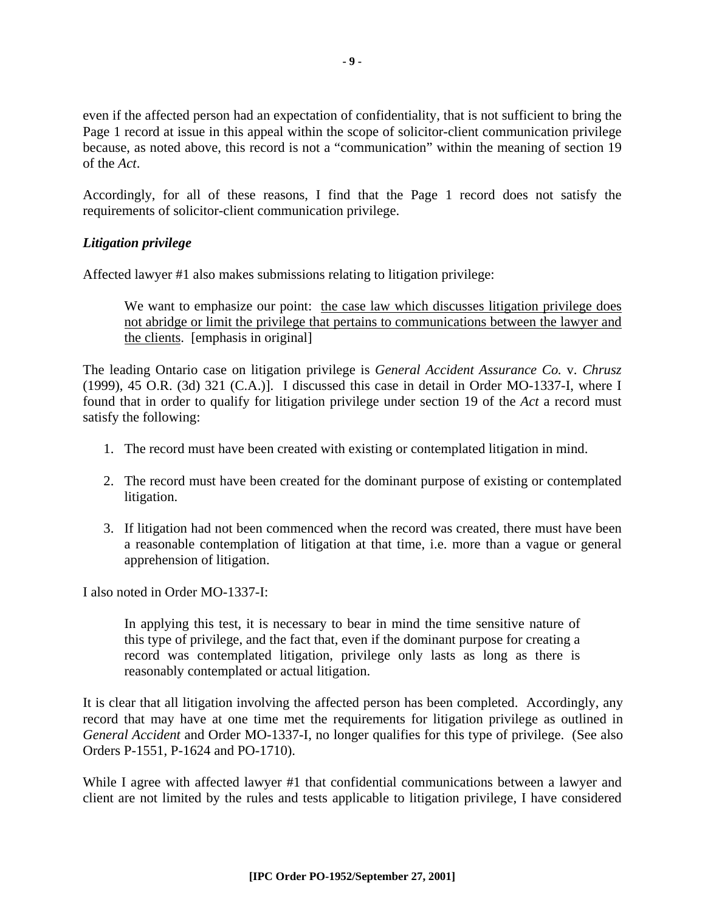even if the affected person had an expectation of confidentiality, that is not sufficient to bring the Page 1 record at issue in this appeal within the scope of solicitor-client communication privilege because, as noted above, this record is not a "communication" within the meaning of section 19 of the *Act*.

Accordingly, for all of these reasons, I find that the Page 1 record does not satisfy the requirements of solicitor-client communication privilege.

### *Litigation privilege*

Affected lawyer #1 also makes submissions relating to litigation privilege:

> We want to emphasize our point: <u>the case law which discusses litigation privilege does not abridge or limit the privilege that pertains to communications between the lawyer and the clients</u>. [emphasis in original]

The leading Ontario case on litigation privilege is *General Accident Assurance Co.* v. *Chrusz* (1999), 45 O.R. (3d) 321 (C.A.)]. I discussed this case in detail in Order MO-1337-I, where I found that in order to qualify for litigation privilege under section 19 of the *Act* a record must satisfy the following:

1. The record must have been created with existing or contemplated litigation in mind.
2. The record must have been created for the dominant purpose of existing or contemplated litigation.
3. If litigation had not been commenced when the record was created, there must have been a reasonable contemplation of litigation at that time, i.e. more than a vague or general apprehension of litigation.

I also noted in Order MO-1337-I:

> In applying this test, it is necessary to bear in mind the time sensitive nature of this type of privilege, and the fact that, even if the dominant purpose for creating a record was contemplated litigation, privilege only lasts as long as there is reasonably contemplated or actual litigation.

It is clear that all litigation involving the affected person has been completed. Accordingly, any record that may have at one time met the requirements for litigation privilege as outlined in *General Accident* and Order MO-1337-I, no longer qualifies for this type of privilege. (See also Orders P-1551, P-1624 and PO-1710).

While I agree with affected lawyer #1 that confidential communications between a lawyer and client are not limited by the rules and tests applicable to litigation privilege, I have considered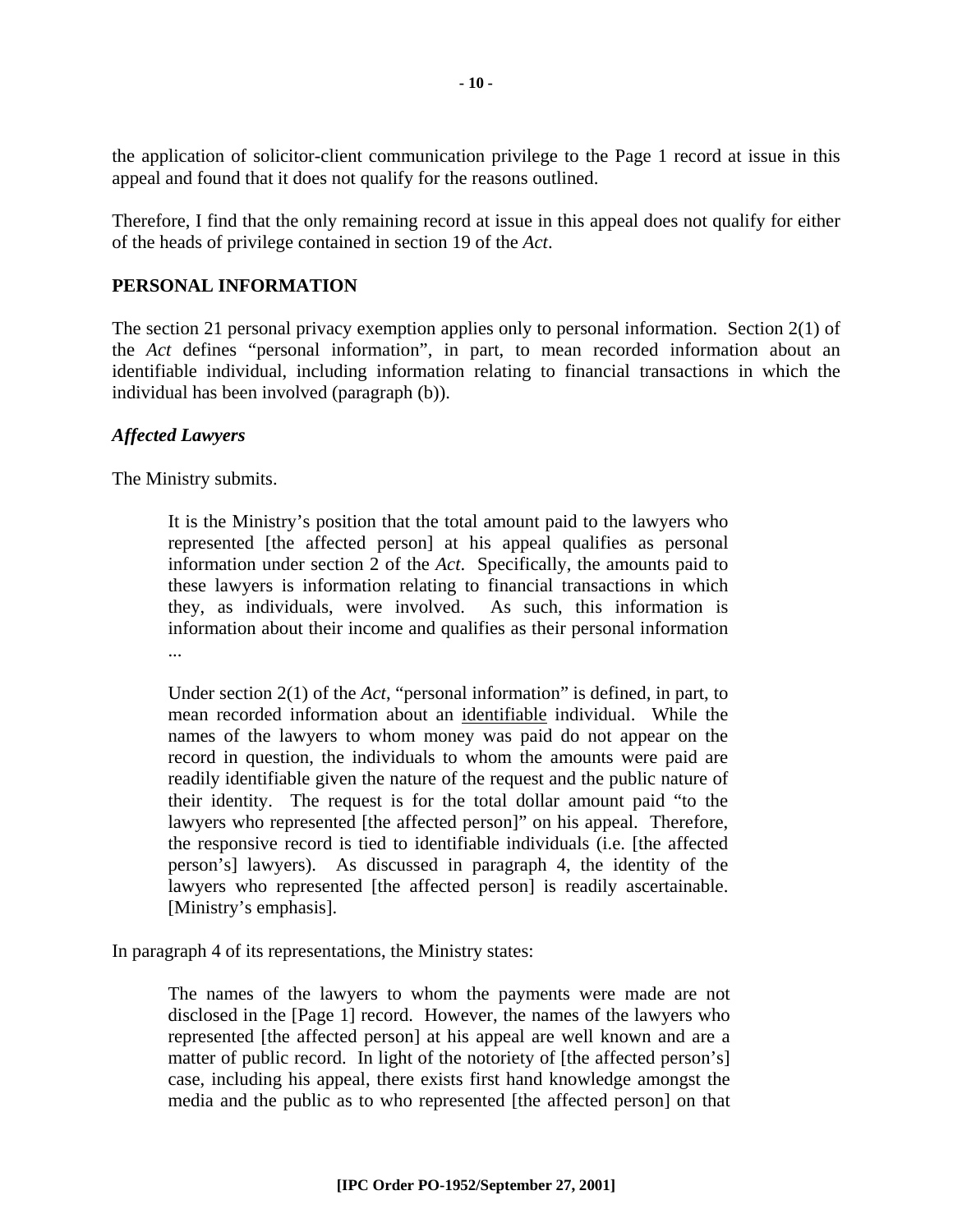the application of solicitor-client communication privilege to the Page 1 record at issue in this appeal and found that it does not qualify for the reasons outlined.

Therefore, I find that the only remaining record at issue in this appeal does not qualify for either of the heads of privilege contained in section 19 of the *Act*.

## PERSONAL INFORMATION

The section 21 personal privacy exemption applies only to personal information. Section 2(1) of the *Act* defines "personal information", in part, to mean recorded information about an identifiable individual, including information relating to financial transactions in which the individual has been involved (paragraph (b)).

### *Affected Lawyers*

The Ministry submits.

> It is the Ministry's position that the total amount paid to the lawyers who represented [the affected person] at his appeal qualifies as personal information under section 2 of the *Act*. Specifically, the amounts paid to these lawyers is information relating to financial transactions in which they, as individuals, were involved. As such, this information is information about their income and qualifies as their personal information ...
>
> Under section 2(1) of the *Act*, "personal information" is defined, in part, to mean recorded information about an <u>identifiable</u> individual. While the names of the lawyers to whom money was paid do not appear on the record in question, the individuals to whom the amounts were paid are readily identifiable given the nature of the request and the public nature of their identity. The request is for the total dollar amount paid "to the lawyers who represented [the affected person]" on his appeal. Therefore, the responsive record is tied to identifiable individuals (i.e. [the affected person's] lawyers). As discussed in paragraph 4, the identity of the lawyers who represented [the affected person] is readily ascertainable. [Ministry's emphasis].

In paragraph 4 of its representations, the Ministry states:

> The names of the lawyers to whom the payments were made are not disclosed in the [Page 1] record. However, the names of the lawyers who represented [the affected person] at his appeal are well known and are a matter of public record. In light of the notoriety of [the affected person's] case, including his appeal, there exists first hand knowledge amongst the media and the public as to who represented [the affected person] on that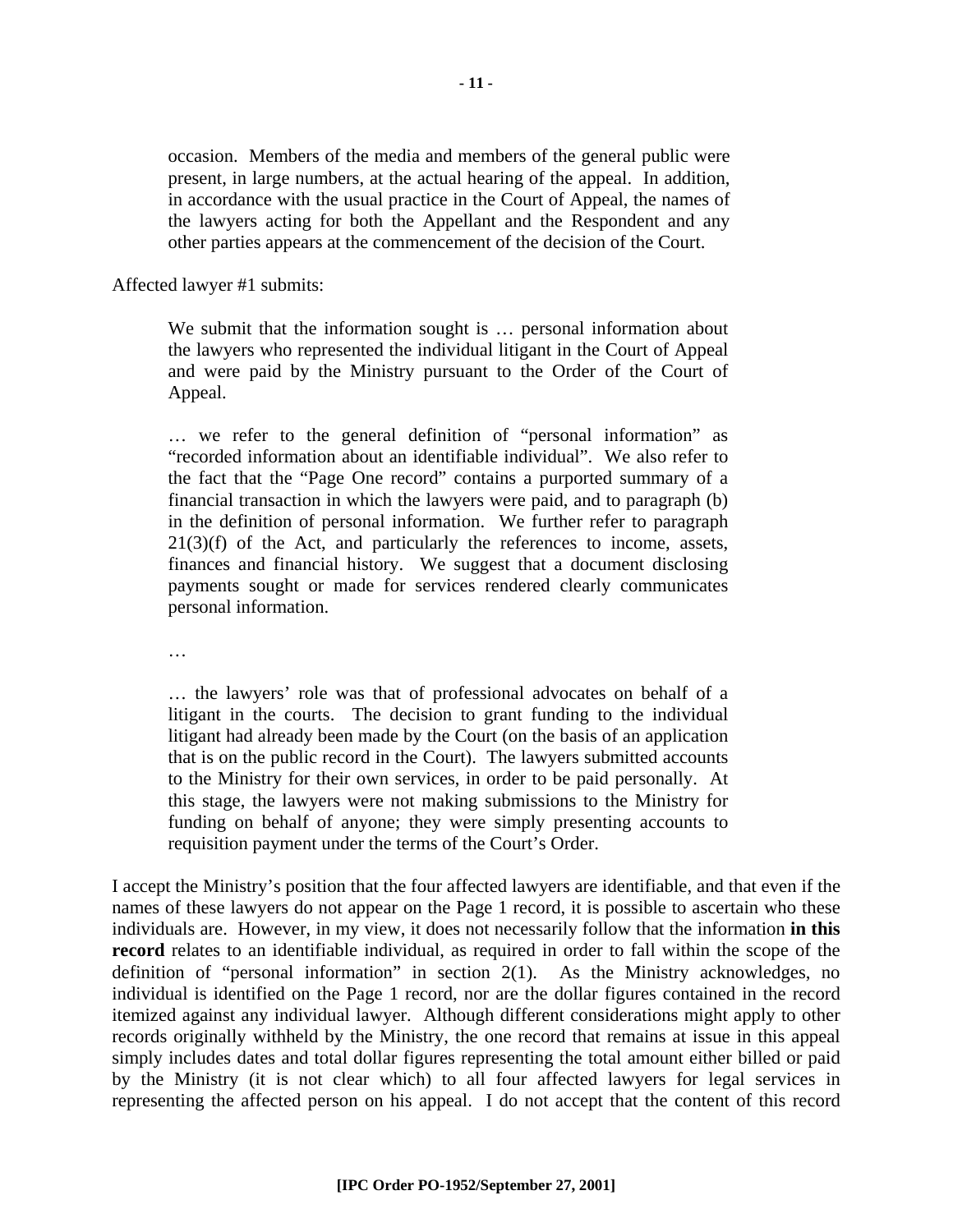> occasion. Members of the media and members of the general public were present, in large numbers, at the actual hearing of the appeal. In addition, in accordance with the usual practice in the Court of Appeal, the names of the lawyers acting for both the Appellant and the Respondent and any other parties appears at the commencement of the decision of the Court.

Affected lawyer #1 submits:

> We submit that the information sought is … personal information about the lawyers who represented the individual litigant in the Court of Appeal and were paid by the Ministry pursuant to the Order of the Court of Appeal.
>
> … we refer to the general definition of "personal information" as "recorded information about an identifiable individual". We also refer to the fact that the "Page One record" contains a purported summary of a financial transaction in which the lawyers were paid, and to paragraph (b) in the definition of personal information. We further refer to paragraph 21(3)(f) of the Act, and particularly the references to income, assets, finances and financial history. We suggest that a document disclosing payments sought or made for services rendered clearly communicates personal information.
>
> …
>
> … the lawyers' role was that of professional advocates on behalf of a litigant in the courts. The decision to grant funding to the individual litigant had already been made by the Court (on the basis of an application that is on the public record in the Court). The lawyers submitted accounts to the Ministry for their own services, in order to be paid personally. At this stage, the lawyers were not making submissions to the Ministry for funding on behalf of anyone; they were simply presenting accounts to requisition payment under the terms of the Court's Order.

I accept the Ministry's position that the four affected lawyers are identifiable, and that even if the names of these lawyers do not appear on the Page 1 record, it is possible to ascertain who these individuals are. However, in my view, it does not necessarily follow that the information **in this record** relates to an identifiable individual, as required in order to fall within the scope of the definition of "personal information" in section 2(1). As the Ministry acknowledges, no individual is identified on the Page 1 record, nor are the dollar figures contained in the record itemized against any individual lawyer. Although different considerations might apply to other records originally withheld by the Ministry, the one record that remains at issue in this appeal simply includes dates and total dollar figures representing the total amount either billed or paid by the Ministry (it is not clear which) to all four affected lawyers for legal services in representing the affected person on his appeal. I do not accept that the content of this record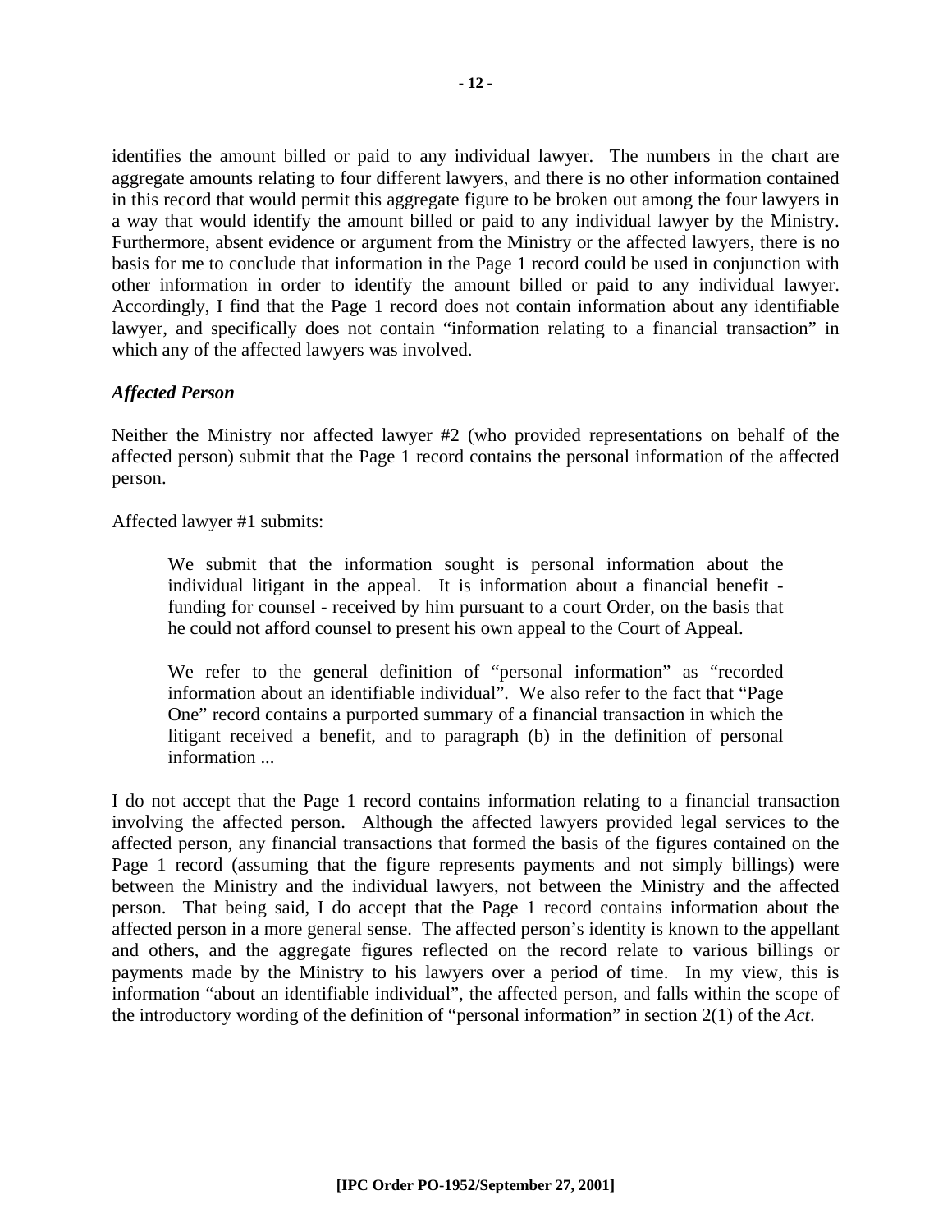identifies the amount billed or paid to any individual lawyer. The numbers in the chart are aggregate amounts relating to four different lawyers, and there is no other information contained in this record that would permit this aggregate figure to be broken out among the four lawyers in a way that would identify the amount billed or paid to any individual lawyer by the Ministry. Furthermore, absent evidence or argument from the Ministry or the affected lawyers, there is no basis for me to conclude that information in the Page 1 record could be used in conjunction with other information in order to identify the amount billed or paid to any individual lawyer. Accordingly, I find that the Page 1 record does not contain information about any identifiable lawyer, and specifically does not contain "information relating to a financial transaction" in which any of the affected lawyers was involved.

### *Affected Person*

Neither the Ministry nor affected lawyer #2 (who provided representations on behalf of the affected person) submit that the Page 1 record contains the personal information of the affected person.

Affected lawyer #1 submits:

> We submit that the information sought is personal information about the individual litigant in the appeal. It is information about a financial benefit - funding for counsel - received by him pursuant to a court Order, on the basis that he could not afford counsel to present his own appeal to the Court of Appeal.
>
> We refer to the general definition of "personal information" as "recorded information about an identifiable individual". We also refer to the fact that "Page One" record contains a purported summary of a financial transaction in which the litigant received a benefit, and to paragraph (b) in the definition of personal information ...

I do not accept that the Page 1 record contains information relating to a financial transaction involving the affected person. Although the affected lawyers provided legal services to the affected person, any financial transactions that formed the basis of the figures contained on the Page 1 record (assuming that the figure represents payments and not simply billings) were between the Ministry and the individual lawyers, not between the Ministry and the affected person. That being said, I do accept that the Page 1 record contains information about the affected person in a more general sense. The affected person's identity is known to the appellant and others, and the aggregate figures reflected on the record relate to various billings or payments made by the Ministry to his lawyers over a period of time. In my view, this is information "about an identifiable individual", the affected person, and falls within the scope of the introductory wording of the definition of "personal information" in section 2(1) of the *Act*.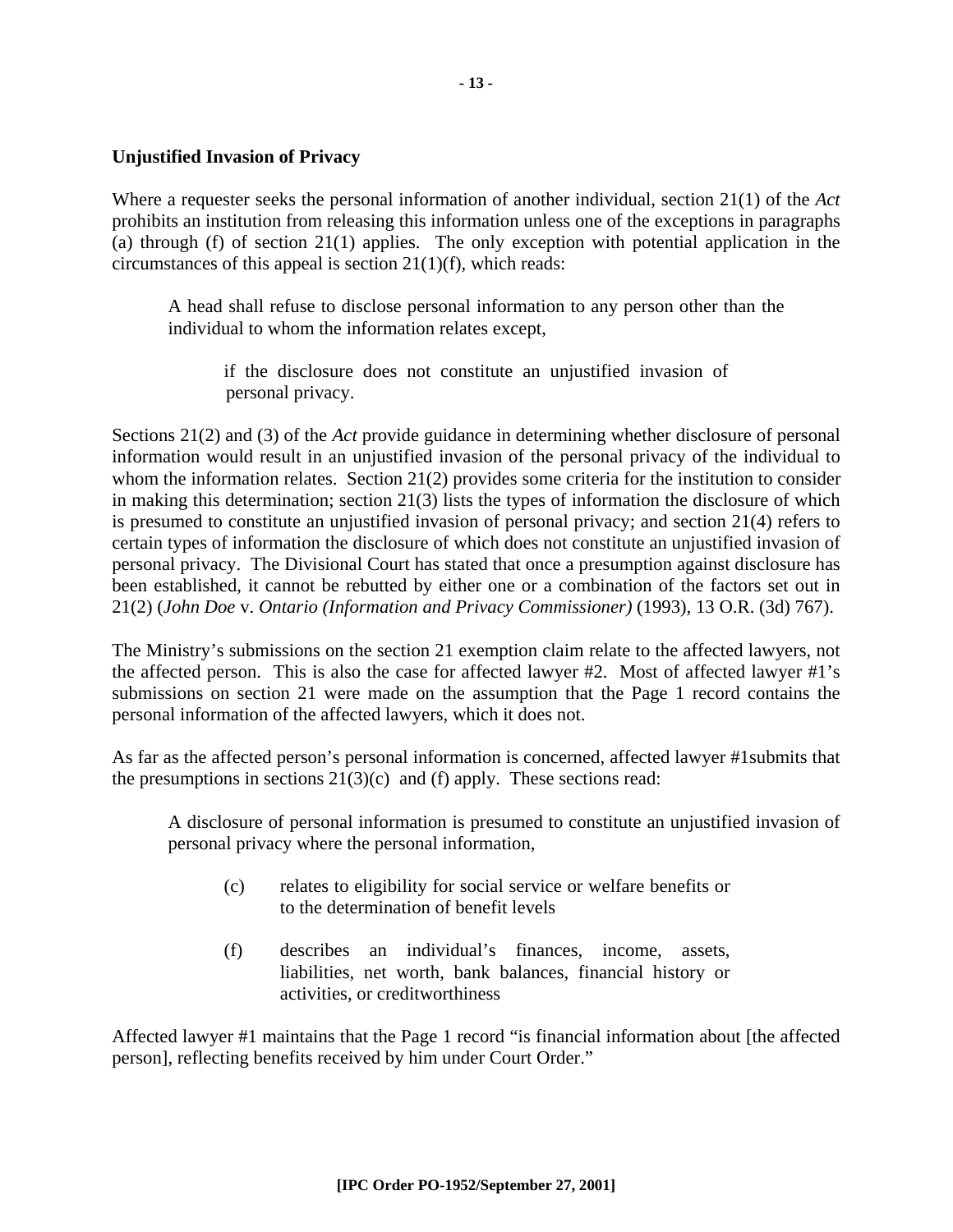**Unjustified Invasion of Privacy**

Where a requester seeks the personal information of another individual, section 21(1) of the *Act* prohibits an institution from releasing this information unless one of the exceptions in paragraphs (a) through (f) of section 21(1) applies. The only exception with potential application in the circumstances of this appeal is section 21(1)(f), which reads:

> A head shall refuse to disclose personal information to any person other than the individual to whom the information relates except,
>
> > if the disclosure does not constitute an unjustified invasion of personal privacy.

Sections 21(2) and (3) of the *Act* provide guidance in determining whether disclosure of personal information would result in an unjustified invasion of the personal privacy of the individual to whom the information relates. Section 21(2) provides some criteria for the institution to consider in making this determination; section 21(3) lists the types of information the disclosure of which is presumed to constitute an unjustified invasion of personal privacy; and section 21(4) refers to certain types of information the disclosure of which does not constitute an unjustified invasion of personal privacy. The Divisional Court has stated that once a presumption against disclosure has been established, it cannot be rebutted by either one or a combination of the factors set out in 21(2) (*John Doe* v. *Ontario (Information and Privacy Commissioner)* (1993), 13 O.R. (3d) 767).

The Ministry's submissions on the section 21 exemption claim relate to the affected lawyers, not the affected person. This is also the case for affected lawyer #2. Most of affected lawyer #1's submissions on section 21 were made on the assumption that the Page 1 record contains the personal information of the affected lawyers, which it does not.

As far as the affected person's personal information is concerned, affected lawyer #1submits that the presumptions in sections 21(3)(c) and (f) apply. These sections read:

> A disclosure of personal information is presumed to constitute an unjustified invasion of personal privacy where the personal information,
>
> (c) relates to eligibility for social service or welfare benefits or to the determination of benefit levels
>
> (f) describes an individual's finances, income, assets, liabilities, net worth, bank balances, financial history or activities, or creditworthiness

Affected lawyer #1 maintains that the Page 1 record "is financial information about [the affected person], reflecting benefits received by him under Court Order."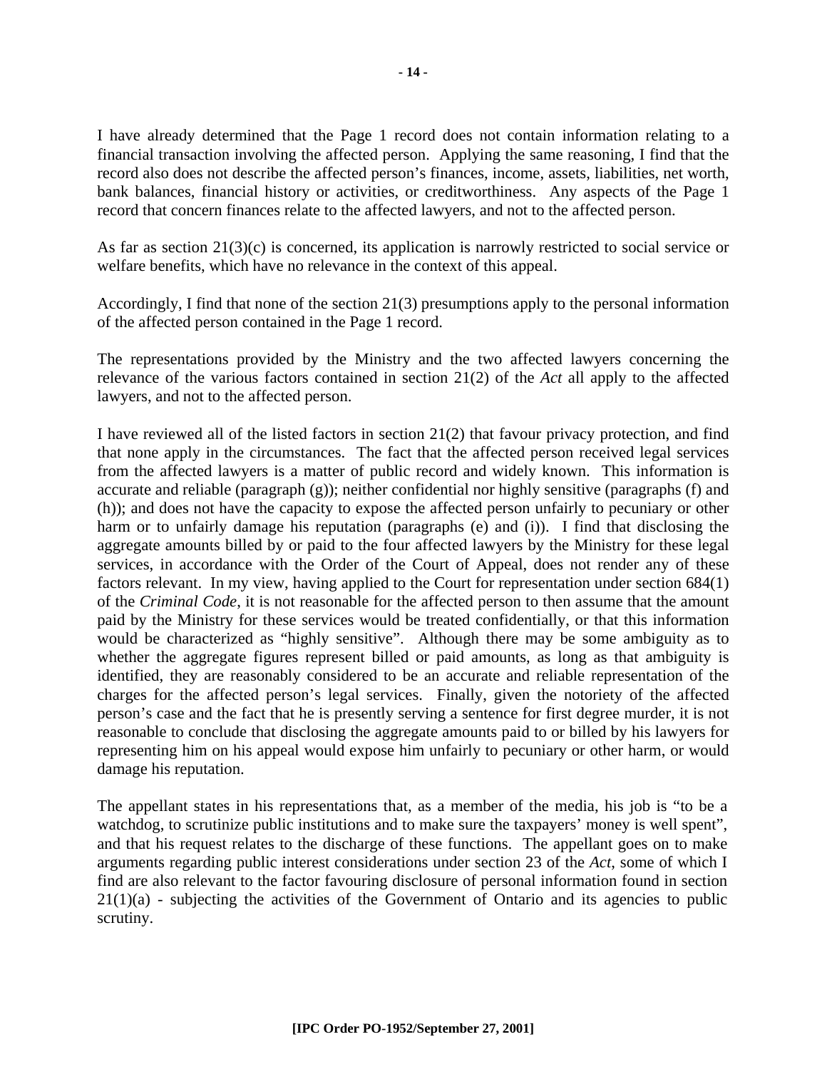I have already determined that the Page 1 record does not contain information relating to a financial transaction involving the affected person. Applying the same reasoning, I find that the record also does not describe the affected person's finances, income, assets, liabilities, net worth, bank balances, financial history or activities, or creditworthiness. Any aspects of the Page 1 record that concern finances relate to the affected lawyers, and not to the affected person.

As far as section 21(3)(c) is concerned, its application is narrowly restricted to social service or welfare benefits, which have no relevance in the context of this appeal.

Accordingly, I find that none of the section 21(3) presumptions apply to the personal information of the affected person contained in the Page 1 record.

The representations provided by the Ministry and the two affected lawyers concerning the relevance of the various factors contained in section 21(2) of the *Act* all apply to the affected lawyers, and not to the affected person.

I have reviewed all of the listed factors in section 21(2) that favour privacy protection, and find that none apply in the circumstances. The fact that the affected person received legal services from the affected lawyers is a matter of public record and widely known. This information is accurate and reliable (paragraph (g)); neither confidential nor highly sensitive (paragraphs (f) and (h)); and does not have the capacity to expose the affected person unfairly to pecuniary or other harm or to unfairly damage his reputation (paragraphs (e) and (i)). I find that disclosing the aggregate amounts billed by or paid to the four affected lawyers by the Ministry for these legal services, in accordance with the Order of the Court of Appeal, does not render any of these factors relevant. In my view, having applied to the Court for representation under section 684(1) of the *Criminal Code*, it is not reasonable for the affected person to then assume that the amount paid by the Ministry for these services would be treated confidentially, or that this information would be characterized as "highly sensitive". Although there may be some ambiguity as to whether the aggregate figures represent billed or paid amounts, as long as that ambiguity is identified, they are reasonably considered to be an accurate and reliable representation of the charges for the affected person's legal services. Finally, given the notoriety of the affected person's case and the fact that he is presently serving a sentence for first degree murder, it is not reasonable to conclude that disclosing the aggregate amounts paid to or billed by his lawyers for representing him on his appeal would expose him unfairly to pecuniary or other harm, or would damage his reputation.

The appellant states in his representations that, as a member of the media, his job is "to be a watchdog, to scrutinize public institutions and to make sure the taxpayers' money is well spent", and that his request relates to the discharge of these functions. The appellant goes on to make arguments regarding public interest considerations under section 23 of the *Act*, some of which I find are also relevant to the factor favouring disclosure of personal information found in section 21(1)(a) - subjecting the activities of the Government of Ontario and its agencies to public scrutiny.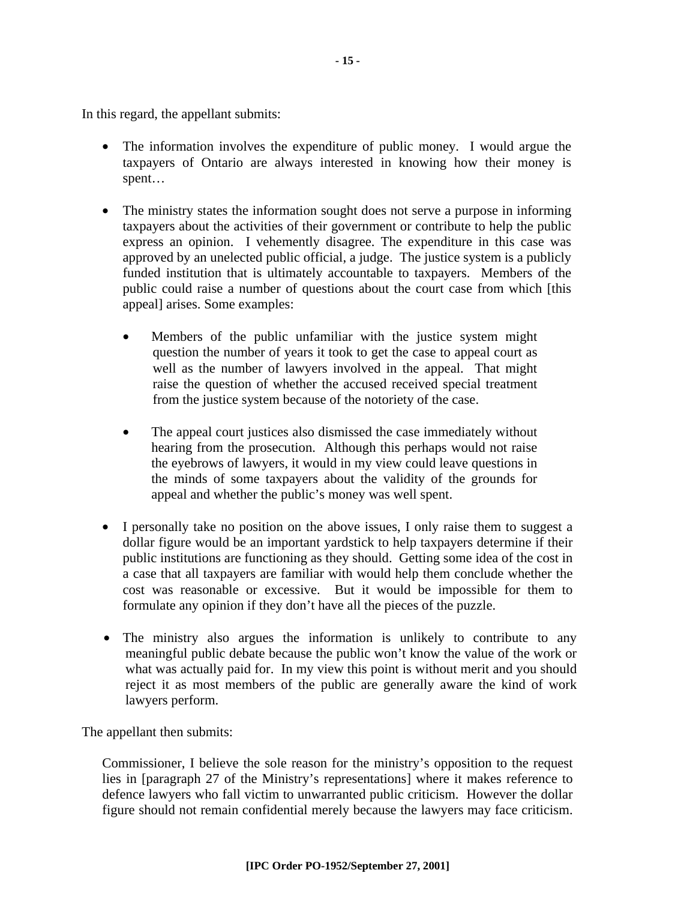In this regard, the appellant submits:

- The information involves the expenditure of public money. I would argue the taxpayers of Ontario are always interested in knowing how their money is spent…

- The ministry states the information sought does not serve a purpose in informing taxpayers about the activities of their government or contribute to help the public express an opinion. I vehemently disagree. The expenditure in this case was approved by an unelected public official, a judge. The justice system is a publicly funded institution that is ultimately accountable to taxpayers. Members of the public could raise a number of questions about the court case from which [this appeal] arises. Some examples:

  - Members of the public unfamiliar with the justice system might question the number of years it took to get the case to appeal court as well as the number of lawyers involved in the appeal. That might raise the question of whether the accused received special treatment from the justice system because of the notoriety of the case.

  - The appeal court justices also dismissed the case immediately without hearing from the prosecution. Although this perhaps would not raise the eyebrows of lawyers, it would in my view could leave questions in the minds of some taxpayers about the validity of the grounds for appeal and whether the public's money was well spent.

- I personally take no position on the above issues, I only raise them to suggest a dollar figure would be an important yardstick to help taxpayers determine if their public institutions are functioning as they should. Getting some idea of the cost in a case that all taxpayers are familiar with would help them conclude whether the cost was reasonable or excessive. But it would be impossible for them to formulate any opinion if they don't have all the pieces of the puzzle.

- The ministry also argues the information is unlikely to contribute to any meaningful public debate because the public won't know the value of the work or what was actually paid for. In my view this point is without merit and you should reject it as most members of the public are generally aware the kind of work lawyers perform.

The appellant then submits:

> Commissioner, I believe the sole reason for the ministry's opposition to the request lies in [paragraph 27 of the Ministry's representations] where it makes reference to defence lawyers who fall victim to unwarranted public criticism. However the dollar figure should not remain confidential merely because the lawyers may face criticism.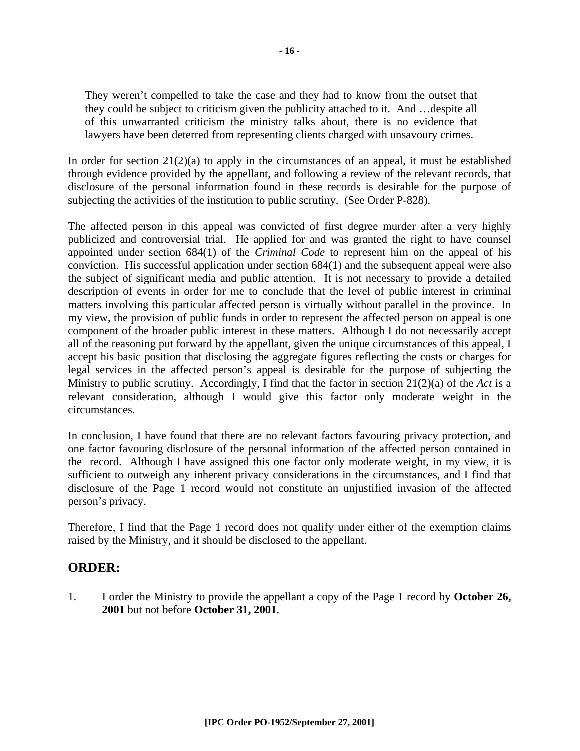> They weren't compelled to take the case and they had to know from the outset that they could be subject to criticism given the publicity attached to it. And …despite all of this unwarranted criticism the ministry talks about, there is no evidence that lawyers have been deterred from representing clients charged with unsavoury crimes.

In order for section 21(2)(a) to apply in the circumstances of an appeal, it must be established through evidence provided by the appellant, and following a review of the relevant records, that disclosure of the personal information found in these records is desirable for the purpose of subjecting the activities of the institution to public scrutiny. (See Order P-828).

The affected person in this appeal was convicted of first degree murder after a very highly publicized and controversial trial. He applied for and was granted the right to have counsel appointed under section 684(1) of the *Criminal Code* to represent him on the appeal of his conviction. His successful application under section 684(1) and the subsequent appeal were also the subject of significant media and public attention. It is not necessary to provide a detailed description of events in order for me to conclude that the level of public interest in criminal matters involving this particular affected person is virtually without parallel in the province. In my view, the provision of public funds in order to represent the affected person on appeal is one component of the broader public interest in these matters. Although I do not necessarily accept all of the reasoning put forward by the appellant, given the unique circumstances of this appeal, I accept his basic position that disclosing the aggregate figures reflecting the costs or charges for legal services in the affected person's appeal is desirable for the purpose of subjecting the Ministry to public scrutiny. Accordingly, I find that the factor in section 21(2)(a) of the *Act* is a relevant consideration, although I would give this factor only moderate weight in the circumstances.

In conclusion, I have found that there are no relevant factors favouring privacy protection, and one factor favouring disclosure of the personal information of the affected person contained in the record. Although I have assigned this one factor only moderate weight, in my view, it is sufficient to outweigh any inherent privacy considerations in the circumstances, and I find that disclosure of the Page 1 record would not constitute an unjustified invasion of the affected person's privacy.

Therefore, I find that the Page 1 record does not qualify under either of the exemption claims raised by the Ministry, and it should be disclosed to the appellant.

## ORDER:

1. I order the Ministry to provide the appellant a copy of the Page 1 record by **October 26, 2001** but not before **October 31, 2001**.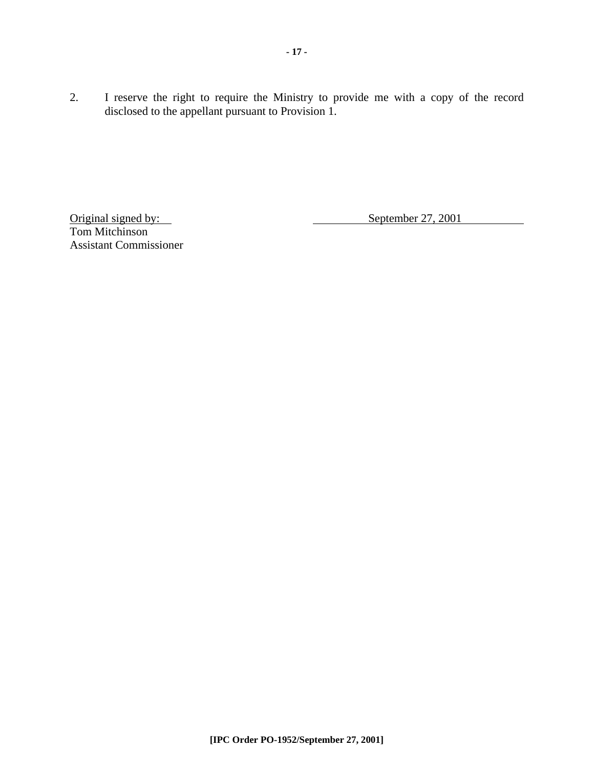2. I reserve the right to require the Ministry to provide me with a copy of the record disclosed to the appellant pursuant to Provision 1.

Original signed by: September 27, 2001
Tom Mitchinson
Assistant Commissioner